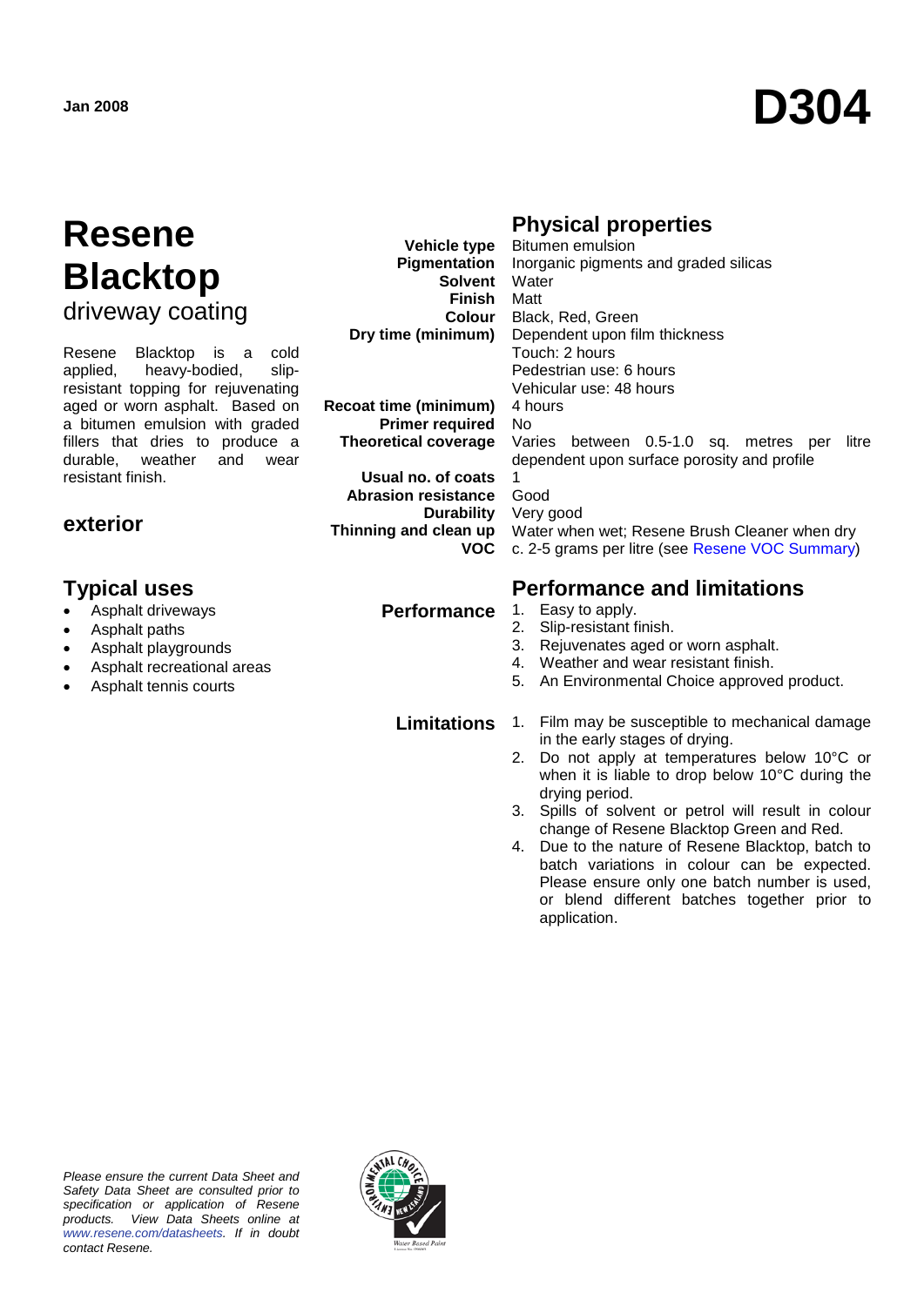Jan 2008

# D304

# Resene Blacktop
driveway coating

Resene Blacktop is a cold applied, heavy-bodied, slip-resistant topping for rejuvenating aged or worn asphalt. Based on a bitumen emulsion with graded fillers that dries to produce a durable, weather and wear resistant finish.

## exterior

## Typical uses

- Asphalt driveways
- Asphalt paths
- Asphalt playgrounds
- Asphalt recreational areas
- Asphalt tennis courts

## Physical properties

| | |
|---|---|
| **Vehicle type** | Bitumen emulsion |
| **Pigmentation** | Inorganic pigments and graded silicas |
| **Solvent** | Water |
| **Finish** | Matt |
| **Colour** | Black, Red, Green |
| **Dry time (minimum)** | Dependent upon film thickness<br>Touch: 2 hours<br>Pedestrian use: 6 hours<br>Vehicular use: 48 hours |
| **Recoat time (minimum)** | 4 hours |
| **Primer required** | No |
| **Theoretical coverage** | Varies between 0.5-1.0 sq. metres per litre dependent upon surface porosity and profile |
| **Usual no. of coats** | 1 |
| **Abrasion resistance** | Good |
| **Durability** | Very good |
| **Thinning and clean up** | Water when wet; Resene Brush Cleaner when dry |
| **VOC** | c. 2-5 grams per litre (see Resene VOC Summary) |

## Performance and limitations

**Performance**

1. Easy to apply.
2. Slip-resistant finish.
3. Rejuvenates aged or worn asphalt.
4. Weather and wear resistant finish.
5. An Environmental Choice approved product.

**Limitations**

1. Film may be susceptible to mechanical damage in the early stages of drying.
2. Do not apply at temperatures below 10°C or when it is liable to drop below 10°C during the drying period.
3. Spills of solvent or petrol will result in colour change of Resene Blacktop Green and Red.
4. Due to the nature of Resene Blacktop, batch to batch variations in colour can be expected. Please ensure only one batch number is used, or blend different batches together prior to application.

*Please ensure the current Data Sheet and Safety Data Sheet are consulted prior to specification or application of Resene products. View Data Sheets online at www.resene.com/datasheets. If in doubt contact Resene.*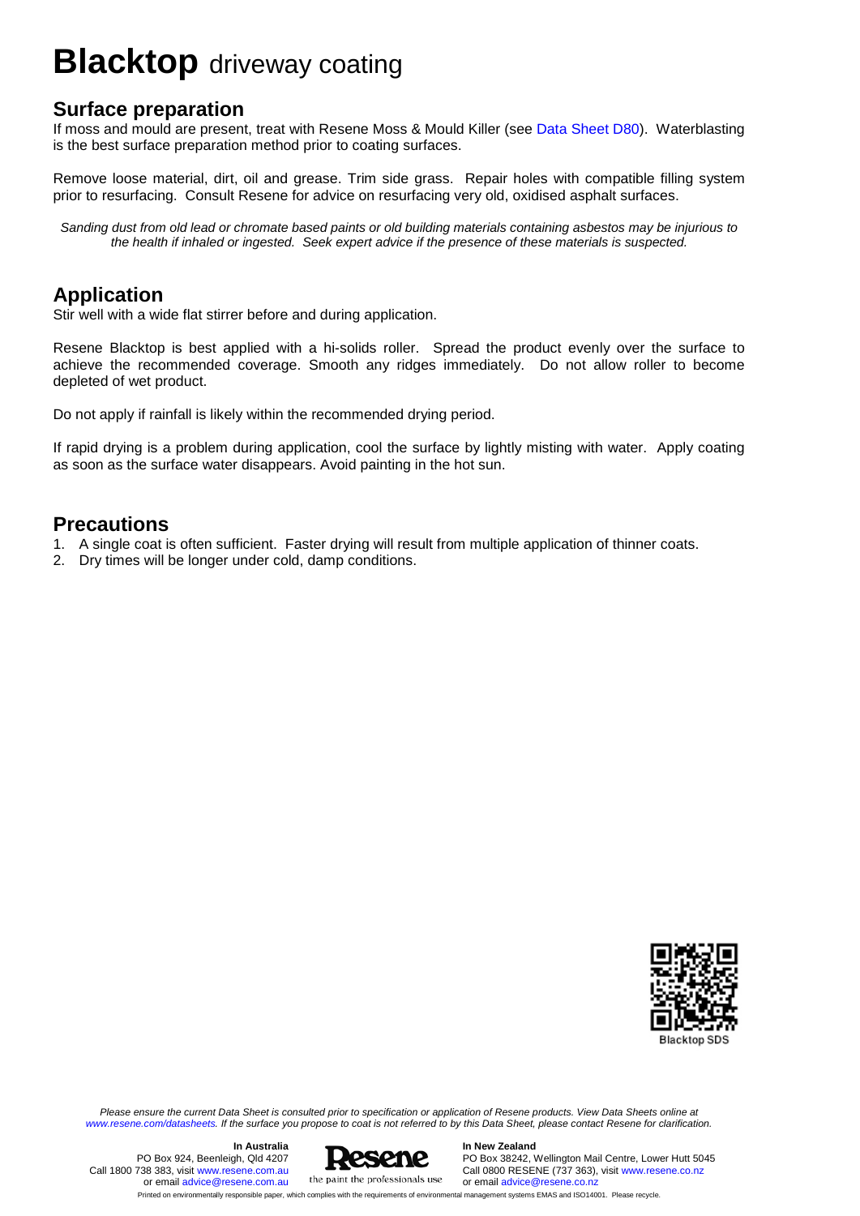# **Blacktop** driveway coating

## Surface preparation

If moss and mould are present, treat with Resene Moss & Mould Killer (see Data Sheet D80). Waterblasting is the best surface preparation method prior to coating surfaces.

Remove loose material, dirt, oil and grease. Trim side grass. Repair holes with compatible filling system prior to resurfacing. Consult Resene for advice on resurfacing very old, oxidised asphalt surfaces.

*Sanding dust from old lead or chromate based paints or old building materials containing asbestos may be injurious to the health if inhaled or ingested. Seek expert advice if the presence of these materials is suspected.*

## Application

Stir well with a wide flat stirrer before and during application.

Resene Blacktop is best applied with a hi-solids roller. Spread the product evenly over the surface to achieve the recommended coverage. Smooth any ridges immediately. Do not allow roller to become depleted of wet product.

Do not apply if rainfall is likely within the recommended drying period.

If rapid drying is a problem during application, cool the surface by lightly misting with water. Apply coating as soon as the surface water disappears. Avoid painting in the hot sun.

## Precautions

1. A single coat is often sufficient. Faster drying will result from multiple application of thinner coats.
2. Dry times will be longer under cold, damp conditions.

Blacktop SDS

*Please ensure the current Data Sheet is consulted prior to specification or application of Resene products. View Data Sheets online at www.resene.com/datasheets. If the surface you propose to coat is not referred to by this Data Sheet, please contact Resene for clarification.*

**In Australia**
PO Box 924, Beenleigh, Qld 4207
Call 1800 738 383, visit www.resene.com.au
or email advice@resene.com.au

Resene
the paint the professionals use

**In New Zealand**
PO Box 38242, Wellington Mail Centre, Lower Hutt 5045
Call 0800 RESENE (737 363), visit www.resene.co.nz
or email advice@resene.co.nz

Printed on environmentally responsible paper, which complies with the requirements of environmental management systems EMAS and ISO14001. Please recycle.